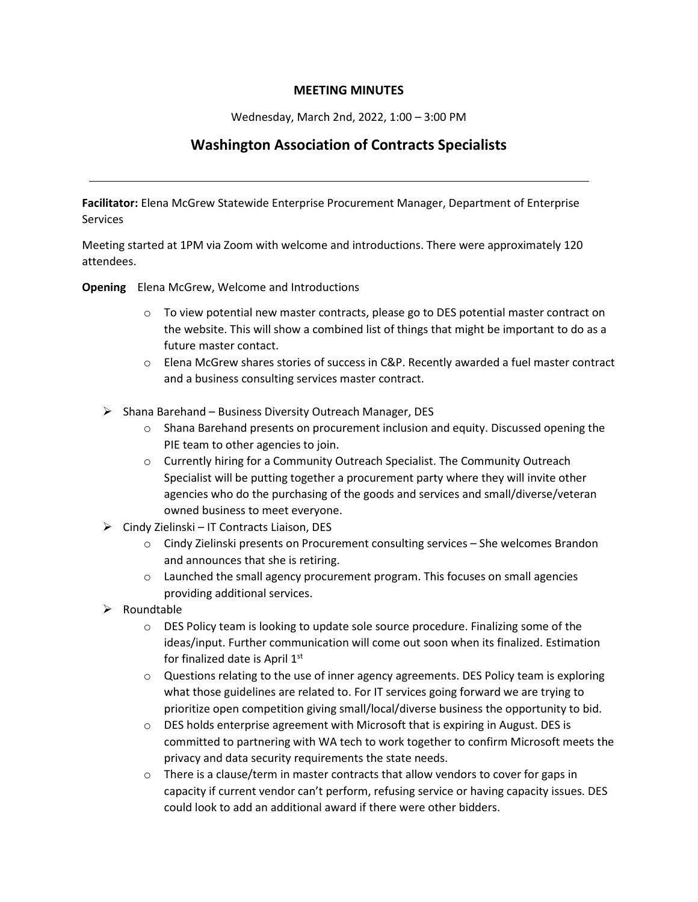**MEETING MINUTES**

Wednesday, March 2nd, 2022, 1:00 – 3:00 PM

# Washington Association of Contracts Specialists

---

**Facilitator:** Elena McGrew Statewide Enterprise Procurement Manager, Department of Enterprise Services

Meeting started at 1PM via Zoom with welcome and introductions. There were approximately 120 attendees.

**Opening** Elena McGrew, Welcome and Introductions

- To view potential new master contracts, please go to DES potential master contract on the website. This will show a combined list of things that might be important to do as a future master contact.
- Elena McGrew shares stories of success in C&P. Recently awarded a fuel master contract and a business consulting services master contract.

- Shana Barehand – Business Diversity Outreach Manager, DES
  - Shana Barehand presents on procurement inclusion and equity. Discussed opening the PIE team to other agencies to join.
  - Currently hiring for a Community Outreach Specialist. The Community Outreach Specialist will be putting together a procurement party where they will invite other agencies who do the purchasing of the goods and services and small/diverse/veteran owned business to meet everyone.
- Cindy Zielinski – IT Contracts Liaison, DES
  - Cindy Zielinski presents on Procurement consulting services – She welcomes Brandon and announces that she is retiring.
  - Launched the small agency procurement program. This focuses on small agencies providing additional services.
- Roundtable
  - DES Policy team is looking to update sole source procedure. Finalizing some of the ideas/input. Further communication will come out soon when its finalized. Estimation for finalized date is April 1st
  - Questions relating to the use of inner agency agreements. DES Policy team is exploring what those guidelines are related to. For IT services going forward we are trying to prioritize open competition giving small/local/diverse business the opportunity to bid.
  - DES holds enterprise agreement with Microsoft that is expiring in August. DES is committed to partnering with WA tech to work together to confirm Microsoft meets the privacy and data security requirements the state needs.
  - There is a clause/term in master contracts that allow vendors to cover for gaps in capacity if current vendor can't perform, refusing service or having capacity issues. DES could look to add an additional award if there were other bidders.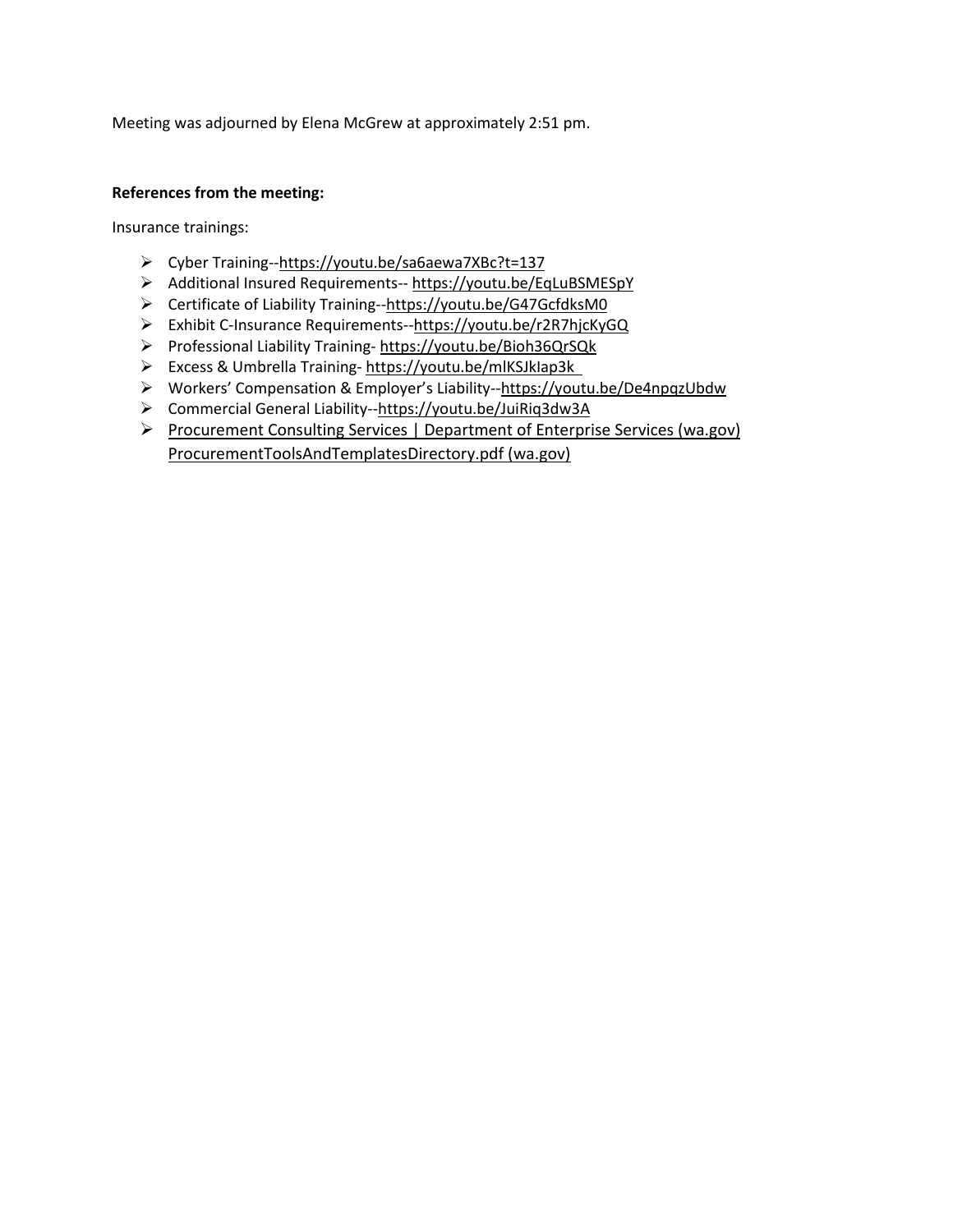Meeting was adjourned by Elena McGrew at approximately 2:51 pm.

**References from the meeting:**

Insurance trainings:

- Cyber Training--https://youtu.be/sa6aewa7XBc?t=137
- Additional Insured Requirements-- https://youtu.be/EqLuBSMESpY
- Certificate of Liability Training--https://youtu.be/G47GcfdksM0
- Exhibit C-Insurance Requirements--https://youtu.be/r2R7hjcKyGQ
- Professional Liability Training- https://youtu.be/Bioh36QrSQk
- Excess & Umbrella Training- https://youtu.be/mlKSJkIap3k
- Workers' Compensation & Employer's Liability--https://youtu.be/De4npqzUbdw
- Commercial General Liability--https://youtu.be/JuiRiq3dw3A
- Procurement Consulting Services | Department of Enterprise Services (wa.gov)
  ProcurementToolsAndTemplatesDirectory.pdf (wa.gov)